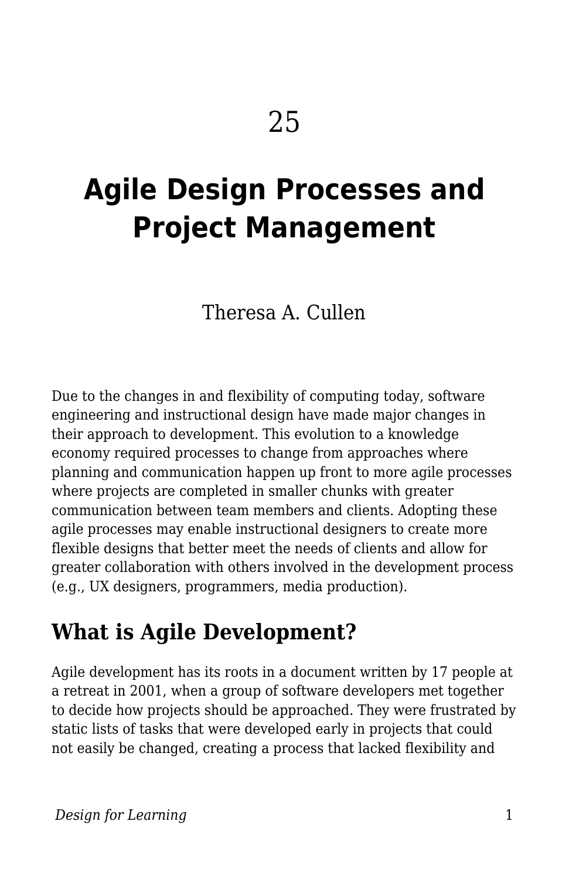# 25

# Agile Design Processes and Project Management

Theresa A. Cullen

Due to the changes in and flexibility of computing today, software engineering and instructional design have made major changes in their approach to development. This evolution to a knowledge economy required processes to change from approaches where planning and communication happen up front to more agile processes where projects are completed in smaller chunks with greater communication between team members and clients. Adopting these agile processes may enable instructional designers to create more flexible designs that better meet the needs of clients and allow for greater collaboration with others involved in the development process (e.g., UX designers, programmers, media production).

## What is Agile Development?

Agile development has its roots in a document written by 17 people at a retreat in 2001, when a group of software developers met together to decide how projects should be approached. They were frustrated by static lists of tasks that were developed early in projects that could not easily be changed, creating a process that lacked flexibility and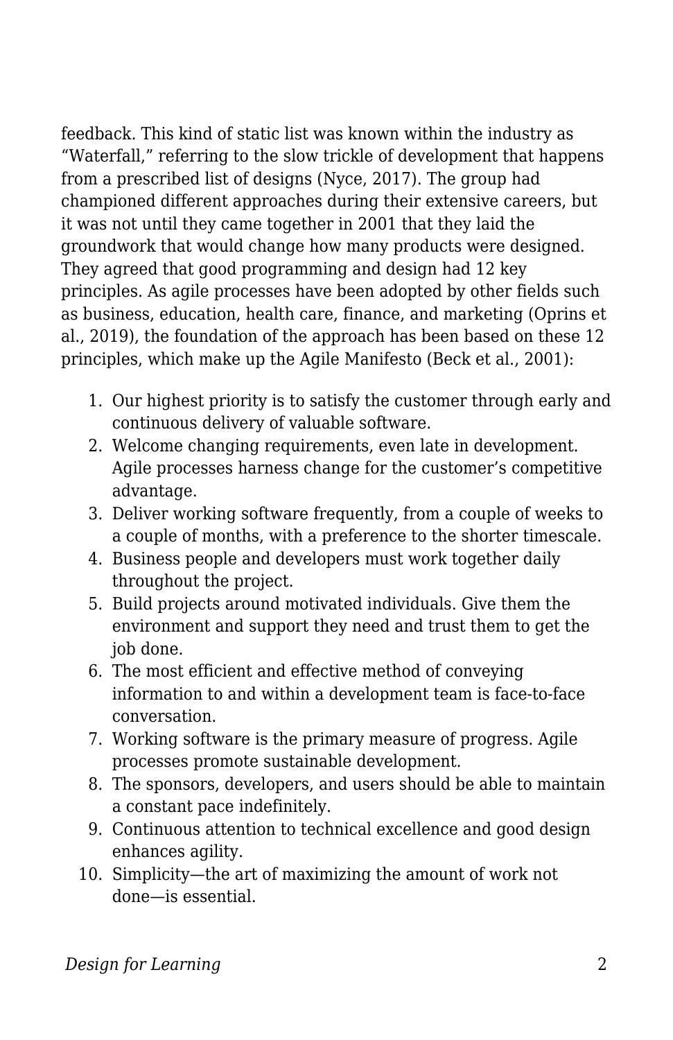feedback. This kind of static list was known within the industry as “Waterfall,” referring to the slow trickle of development that happens from a prescribed list of designs (Nyce, 2017). The group had championed different approaches during their extensive careers, but it was not until they came together in 2001 that they laid the groundwork that would change how many products were designed. They agreed that good programming and design had 12 key principles. As agile processes have been adopted by other fields such as business, education, health care, finance, and marketing (Oprins et al., 2019), the foundation of the approach has been based on these 12 principles, which make up the Agile Manifesto (Beck et al., 2001):

1. Our highest priority is to satisfy the customer through early and continuous delivery of valuable software.
2. Welcome changing requirements, even late in development. Agile processes harness change for the customer’s competitive advantage.
3. Deliver working software frequently, from a couple of weeks to a couple of months, with a preference to the shorter timescale.
4. Business people and developers must work together daily throughout the project.
5. Build projects around motivated individuals. Give them the environment and support they need and trust them to get the job done.
6. The most efficient and effective method of conveying information to and within a development team is face-to-face conversation.
7. Working software is the primary measure of progress. Agile processes promote sustainable development.
8. The sponsors, developers, and users should be able to maintain a constant pace indefinitely.
9. Continuous attention to technical excellence and good design enhances agility.
10. Simplicity—the art of maximizing the amount of work not done—is essential.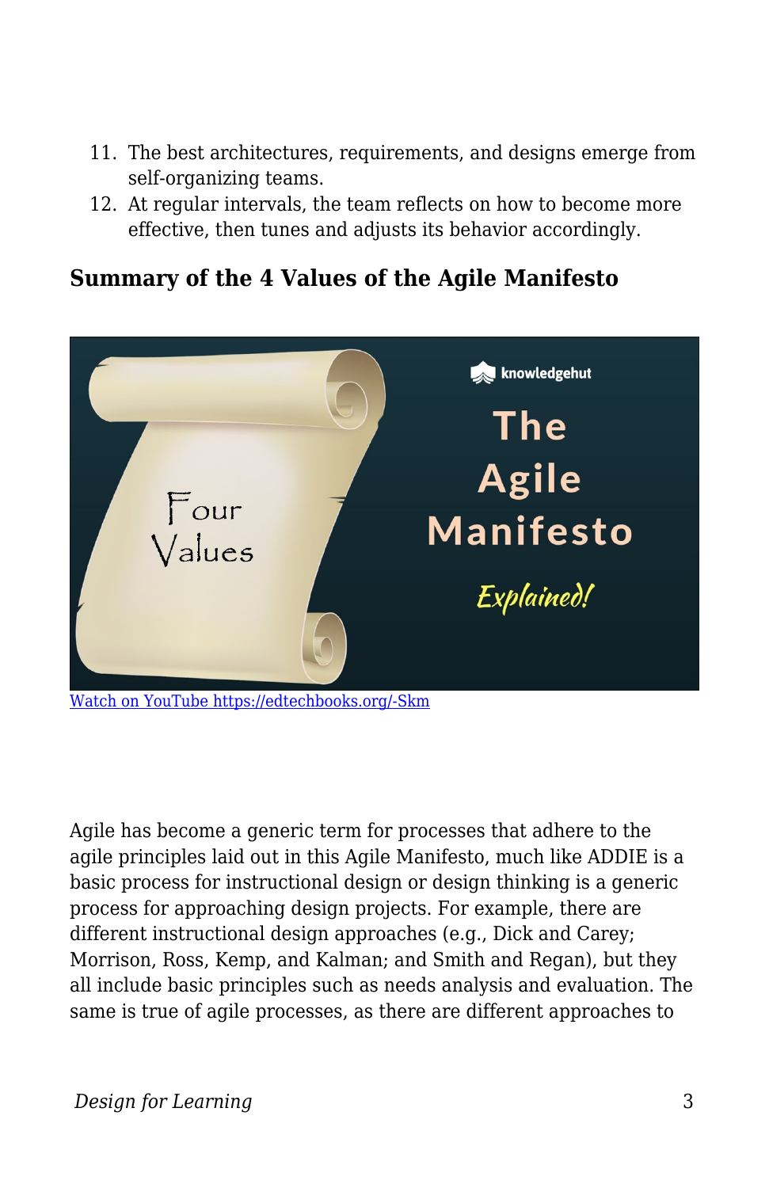11. The best architectures, requirements, and designs emerge from self-organizing teams.
12. At regular intervals, the team reflects on how to become more effective, then tunes and adjusts its behavior accordingly.

### Summary of the 4 Values of the Agile Manifesto

[Watch on YouTube https://edtechbooks.org/-Skm](https://edtechbooks.org/-Skm)

Agile has become a generic term for processes that adhere to the agile principles laid out in this Agile Manifesto, much like ADDIE is a basic process for instructional design or design thinking is a generic process for approaching design projects. For example, there are different instructional design approaches (e.g., Dick and Carey; Morrison, Ross, Kemp, and Kalman; and Smith and Regan), but they all include basic principles such as needs analysis and evaluation. The same is true of agile processes, as there are different approaches to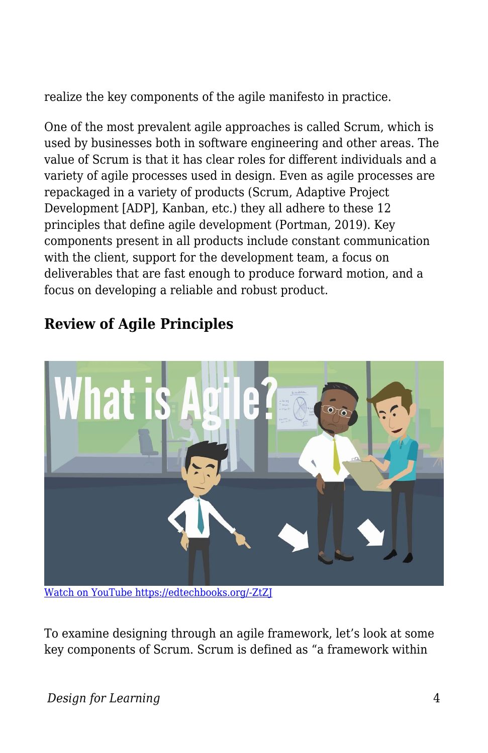realize the key components of the agile manifesto in practice.

One of the most prevalent agile approaches is called Scrum, which is used by businesses both in software engineering and other areas. The value of Scrum is that it has clear roles for different individuals and a variety of agile processes used in design. Even as agile processes are repackaged in a variety of products (Scrum, Adaptive Project Development [ADP], Kanban, etc.) they all adhere to these 12 principles that define agile development (Portman, 2019). Key components present in all products include constant communication with the client, support for the development team, a focus on deliverables that are fast enough to produce forward motion, and a focus on developing a reliable and robust product.

## Review of Agile Principles

Watch on YouTube https://edtechbooks.org/-ZtZJ

To examine designing through an agile framework, let's look at some key components of Scrum. Scrum is defined as "a framework within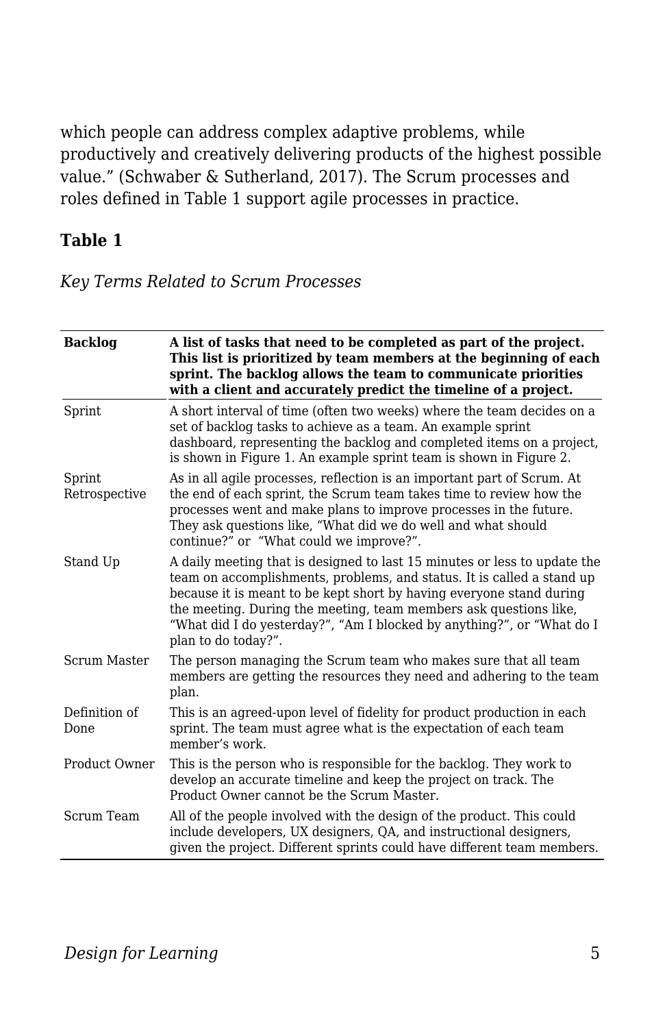which people can address complex adaptive problems, while productively and creatively delivering products of the highest possible value.” (Schwaber & Sutherland, 2017). The Scrum processes and roles defined in Table 1 support agile processes in practice.

**Table 1**

*Key Terms Related to Scrum Processes*

| **Backlog** | **A list of tasks that need to be completed as part of the project. This list is prioritized by team members at the beginning of each sprint. The backlog allows the team to communicate priorities with a client and accurately predict the timeline of a project.** |
|---|---|
| Sprint | A short interval of time (often two weeks) where the team decides on a set of backlog tasks to achieve as a team. An example sprint dashboard, representing the backlog and completed items on a project, is shown in Figure 1. An example sprint team is shown in Figure 2. |
| Sprint Retrospective | As in all agile processes, reflection is an important part of Scrum. At the end of each sprint, the Scrum team takes time to review how the processes went and make plans to improve processes in the future. They ask questions like, “What did we do well and what should continue?” or “What could we improve?”. |
| Stand Up | A daily meeting that is designed to last 15 minutes or less to update the team on accomplishments, problems, and status. It is called a stand up because it is meant to be kept short by having everyone stand during the meeting. During the meeting, team members ask questions like, “What did I do yesterday?”, “Am I blocked by anything?”, or “What do I plan to do today?”. |
| Scrum Master | The person managing the Scrum team who makes sure that all team members are getting the resources they need and adhering to the team plan. |
| Definition of Done | This is an agreed-upon level of fidelity for product production in each sprint. The team must agree what is the expectation of each team member’s work. |
| Product Owner | This is the person who is responsible for the backlog. They work to develop an accurate timeline and keep the project on track. The Product Owner cannot be the Scrum Master. |
| Scrum Team | All of the people involved with the design of the product. This could include developers, UX designers, QA, and instructional designers, given the project. Different sprints could have different team members. |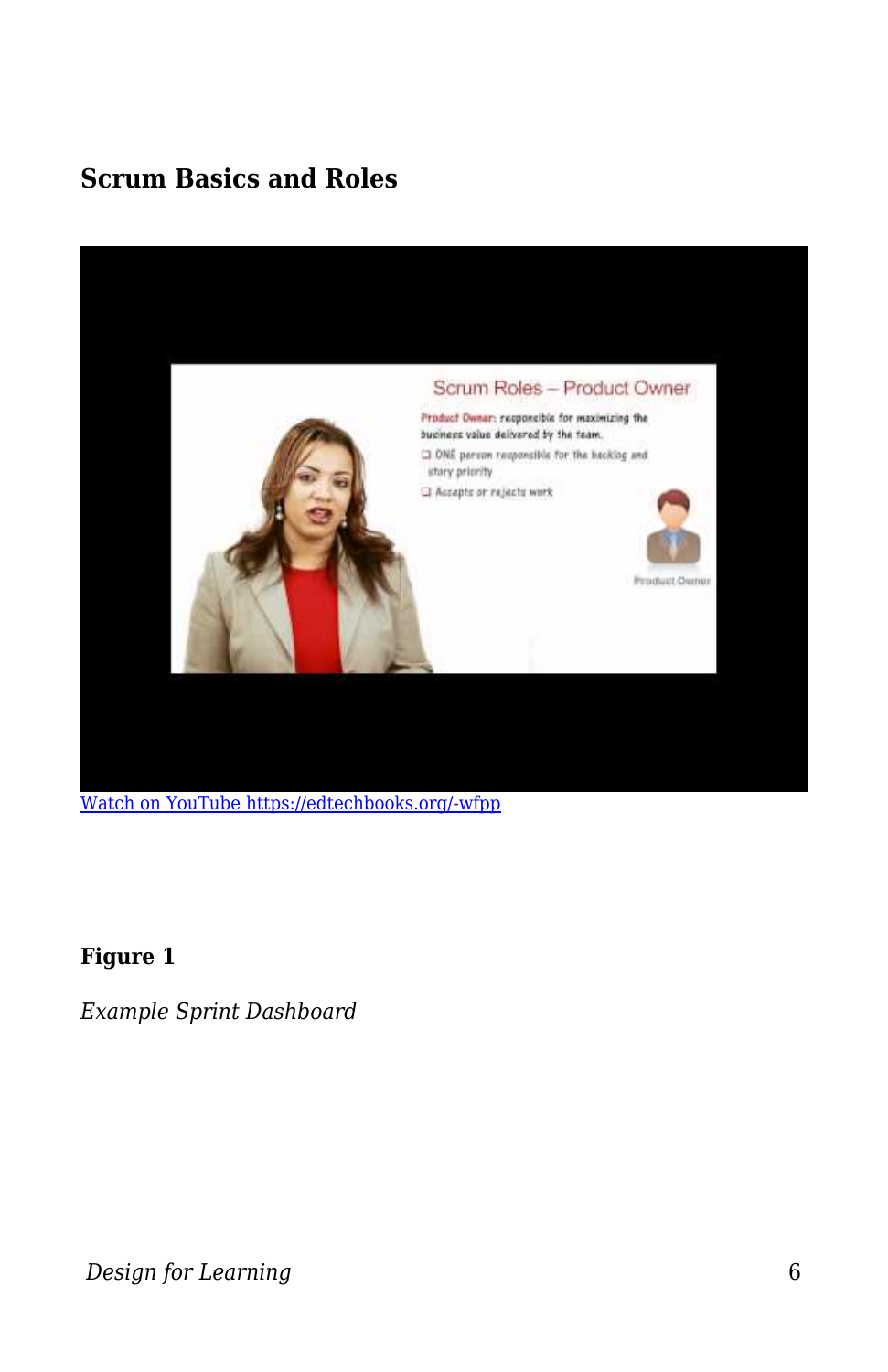## Scrum Basics and Roles

[Watch on YouTube https://edtechbooks.org/-wfpp](https://edtechbooks.org/-wfpp)

**Figure 1**

*Example Sprint Dashboard*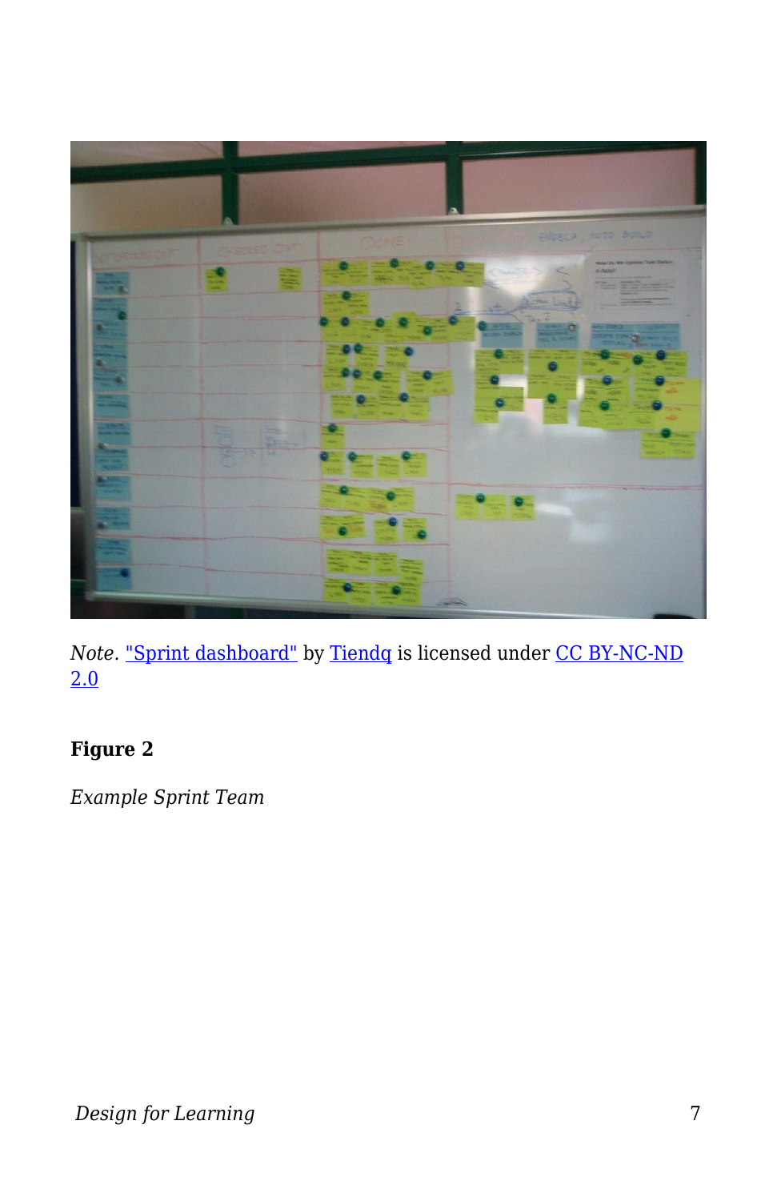*Note.* "Sprint dashboard" by Tiendq is licensed under CC BY-NC-ND 2.0

**Figure 2**

*Example Sprint Team*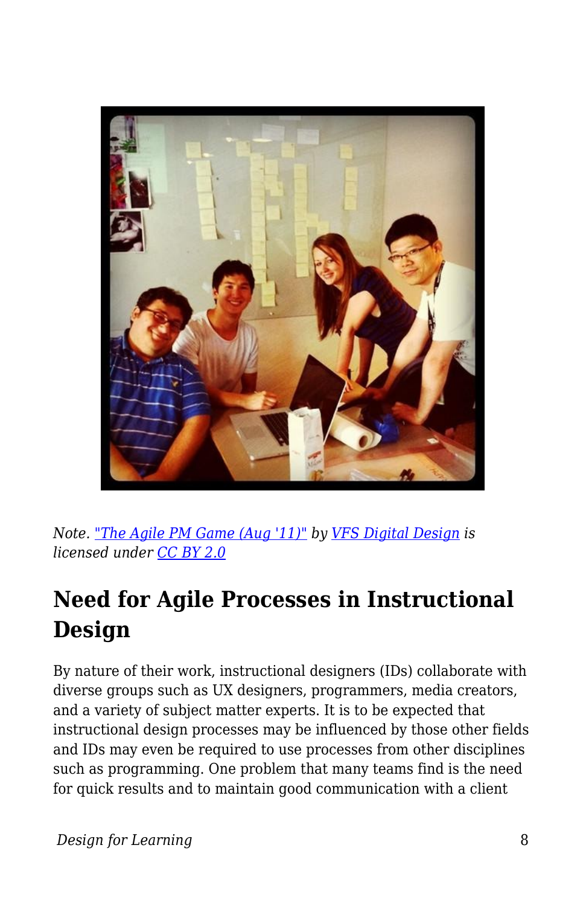*Note.* ["The Agile PM Game (Aug '11)"](#) *by* [VFS Digital Design](#) *is licensed under* [CC BY 2.0](#)

## Need for Agile Processes in Instructional Design

By nature of their work, instructional designers (IDs) collaborate with diverse groups such as UX designers, programmers, media creators, and a variety of subject matter experts. It is to be expected that instructional design processes may be influenced by those other fields and IDs may even be required to use processes from other disciplines such as programming. One problem that many teams find is the need for quick results and to maintain good communication with a client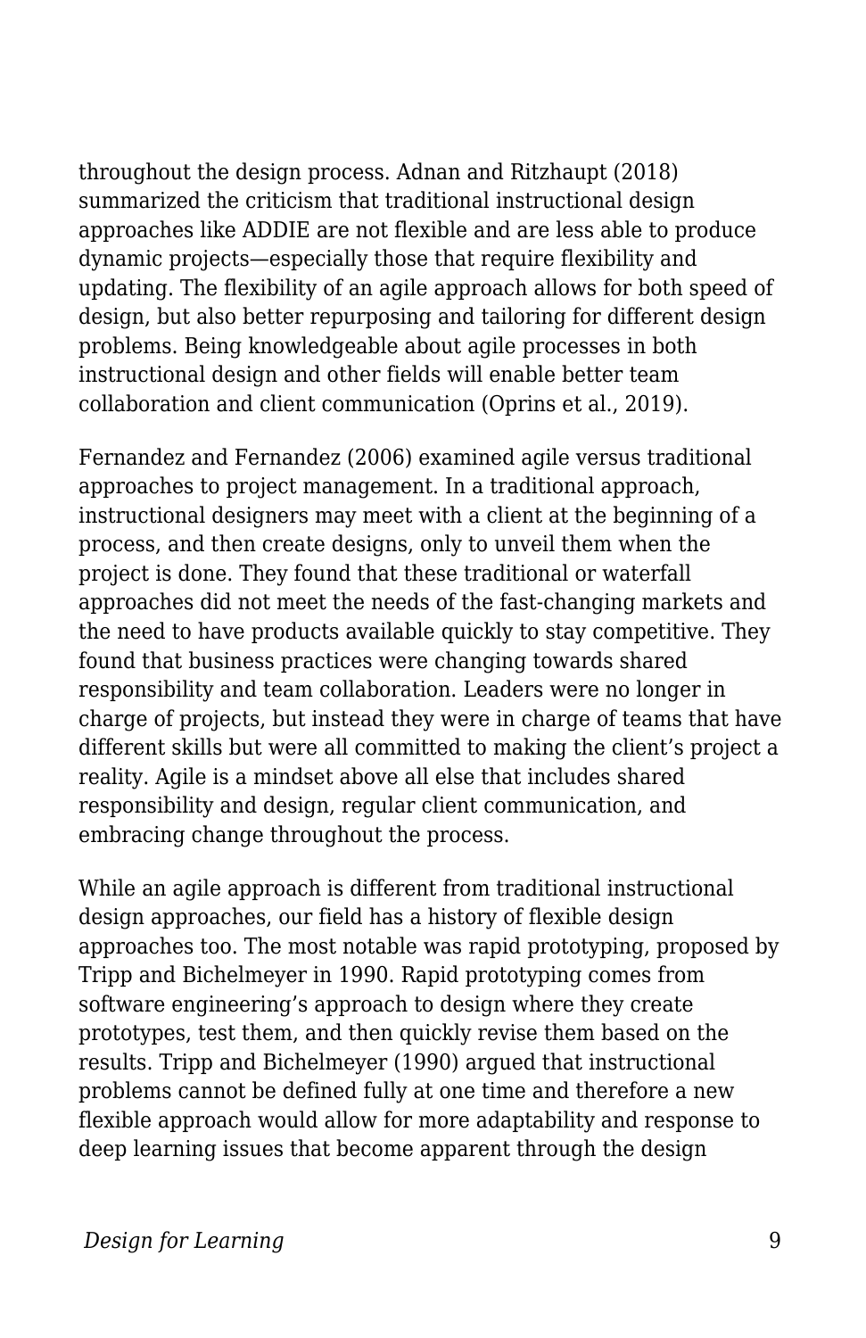throughout the design process. Adnan and Ritzhaupt (2018) summarized the criticism that traditional instructional design approaches like ADDIE are not flexible and are less able to produce dynamic projects—especially those that require flexibility and updating. The flexibility of an agile approach allows for both speed of design, but also better repurposing and tailoring for different design problems. Being knowledgeable about agile processes in both instructional design and other fields will enable better team collaboration and client communication (Oprins et al., 2019).

Fernandez and Fernandez (2006) examined agile versus traditional approaches to project management. In a traditional approach, instructional designers may meet with a client at the beginning of a process, and then create designs, only to unveil them when the project is done. They found that these traditional or waterfall approaches did not meet the needs of the fast-changing markets and the need to have products available quickly to stay competitive. They found that business practices were changing towards shared responsibility and team collaboration. Leaders were no longer in charge of projects, but instead they were in charge of teams that have different skills but were all committed to making the client's project a reality. Agile is a mindset above all else that includes shared responsibility and design, regular client communication, and embracing change throughout the process.

While an agile approach is different from traditional instructional design approaches, our field has a history of flexible design approaches too. The most notable was rapid prototyping, proposed by Tripp and Bichelmeyer in 1990. Rapid prototyping comes from software engineering's approach to design where they create prototypes, test them, and then quickly revise them based on the results. Tripp and Bichelmeyer (1990) argued that instructional problems cannot be defined fully at one time and therefore a new flexible approach would allow for more adaptability and response to deep learning issues that become apparent through the design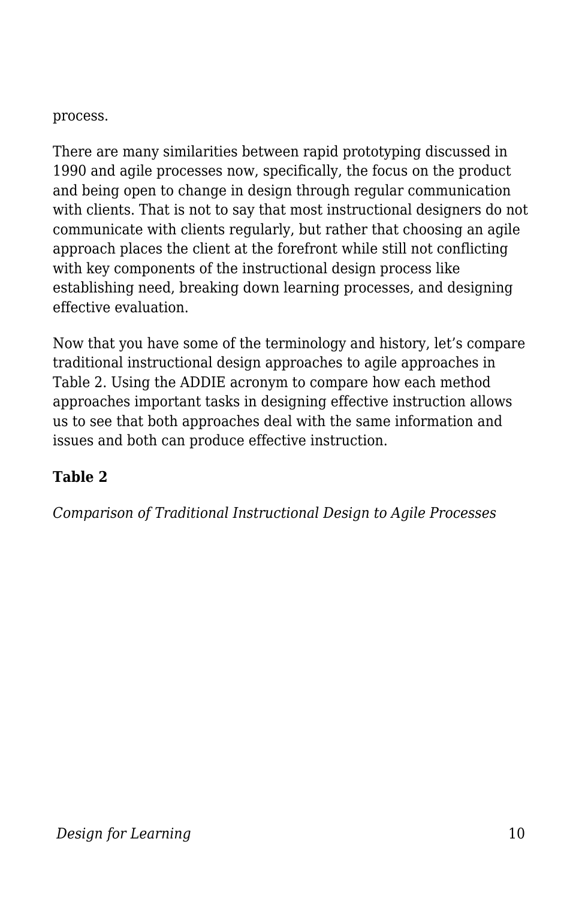process.

There are many similarities between rapid prototyping discussed in 1990 and agile processes now, specifically, the focus on the product and being open to change in design through regular communication with clients. That is not to say that most instructional designers do not communicate with clients regularly, but rather that choosing an agile approach places the client at the forefront while still not conflicting with key components of the instructional design process like establishing need, breaking down learning processes, and designing effective evaluation.

Now that you have some of the terminology and history, let's compare traditional instructional design approaches to agile approaches in Table 2. Using the ADDIE acronym to compare how each method approaches important tasks in designing effective instruction allows us to see that both approaches deal with the same information and issues and both can produce effective instruction.

**Table 2**

*Comparison of Traditional Instructional Design to Agile Processes*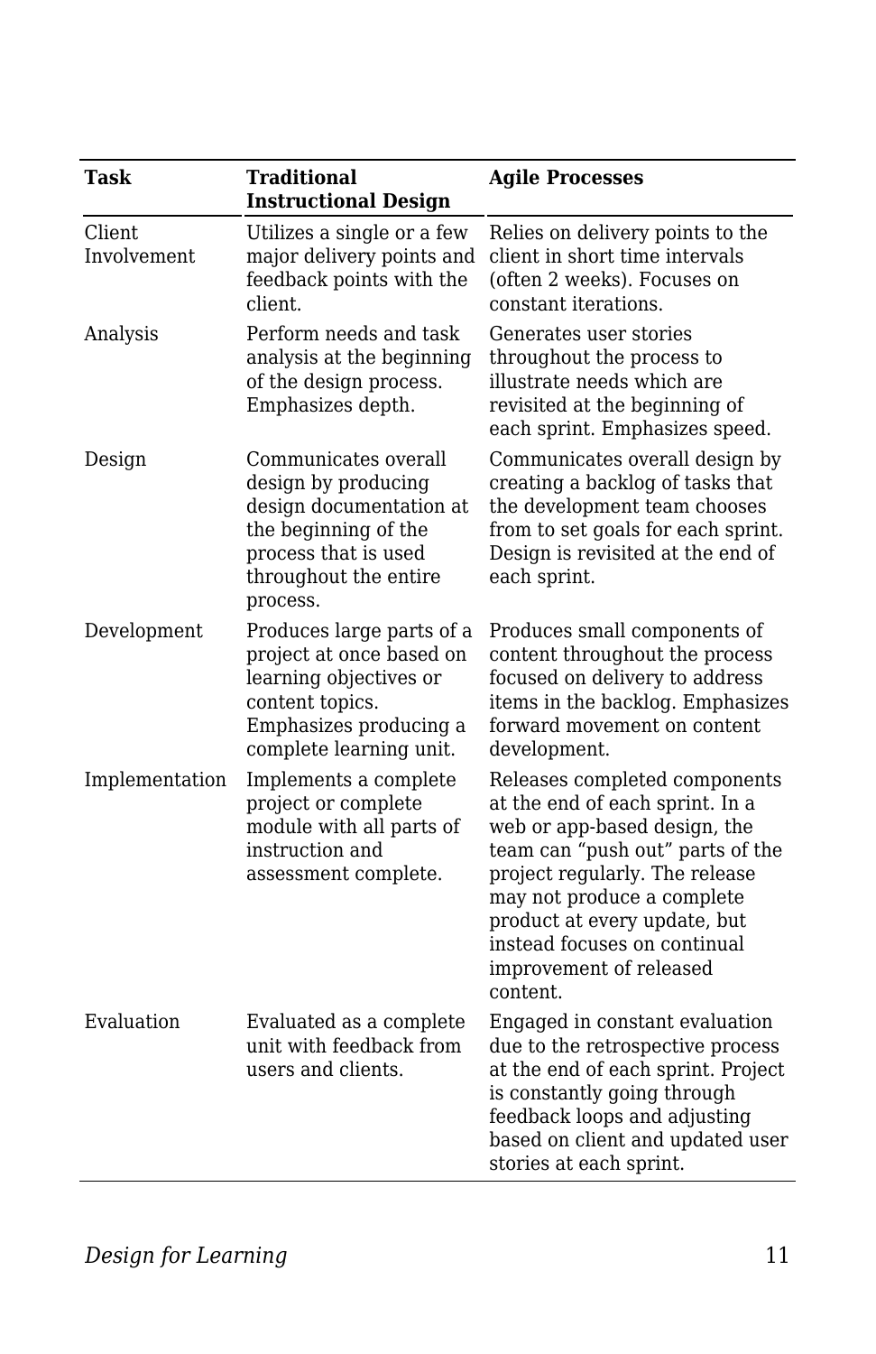| Task | Traditional Instructional Design | Agile Processes |
|---|---|---|
| Client Involvement | Utilizes a single or a few major delivery points and feedback points with the client. | Relies on delivery points to the client in short time intervals (often 2 weeks). Focuses on constant iterations. |
| Analysis | Perform needs and task analysis at the beginning of the design process. Emphasizes depth. | Generates user stories throughout the process to illustrate needs which are revisited at the beginning of each sprint. Emphasizes speed. |
| Design | Communicates overall design by producing design documentation at the beginning of the process that is used throughout the entire process. | Communicates overall design by creating a backlog of tasks that the development team chooses from to set goals for each sprint. Design is revisited at the end of each sprint. |
| Development | Produces large parts of a project at once based on learning objectives or content topics. Emphasizes producing a complete learning unit. | Produces small components of content throughout the process focused on delivery to address items in the backlog. Emphasizes forward movement on content development. |
| Implementation | Implements a complete project or complete module with all parts of instruction and assessment complete. | Releases completed components at the end of each sprint. In a web or app-based design, the team can "push out" parts of the project regularly. The release may not produce a complete product at every update, but instead focuses on continual improvement of released content. |
| Evaluation | Evaluated as a complete unit with feedback from users and clients. | Engaged in constant evaluation due to the retrospective process at the end of each sprint. Project is constantly going through feedback loops and adjusting based on client and updated user stories at each sprint. |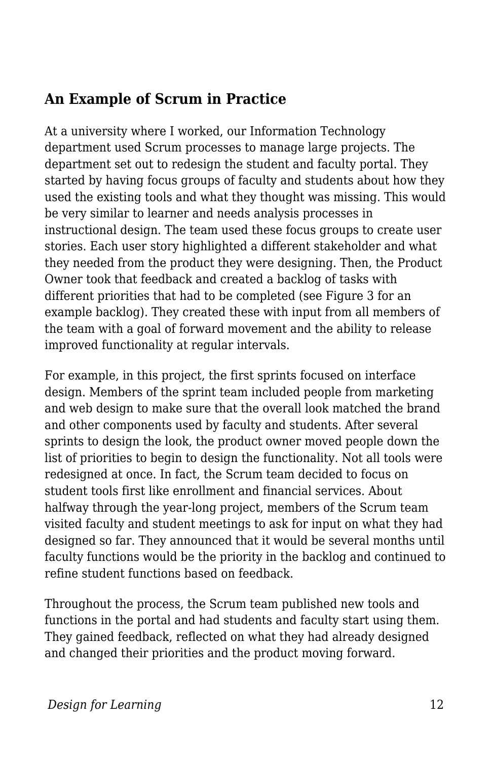## An Example of Scrum in Practice

At a university where I worked, our Information Technology department used Scrum processes to manage large projects. The department set out to redesign the student and faculty portal. They started by having focus groups of faculty and students about how they used the existing tools and what they thought was missing. This would be very similar to learner and needs analysis processes in instructional design. The team used these focus groups to create user stories. Each user story highlighted a different stakeholder and what they needed from the product they were designing. Then, the Product Owner took that feedback and created a backlog of tasks with different priorities that had to be completed (see Figure 3 for an example backlog). They created these with input from all members of the team with a goal of forward movement and the ability to release improved functionality at regular intervals.

For example, in this project, the first sprints focused on interface design. Members of the sprint team included people from marketing and web design to make sure that the overall look matched the brand and other components used by faculty and students. After several sprints to design the look, the product owner moved people down the list of priorities to begin to design the functionality. Not all tools were redesigned at once. In fact, the Scrum team decided to focus on student tools first like enrollment and financial services. About halfway through the year-long project, members of the Scrum team visited faculty and student meetings to ask for input on what they had designed so far. They announced that it would be several months until faculty functions would be the priority in the backlog and continued to refine student functions based on feedback.

Throughout the process, the Scrum team published new tools and functions in the portal and had students and faculty start using them. They gained feedback, reflected on what they had already designed and changed their priorities and the product moving forward.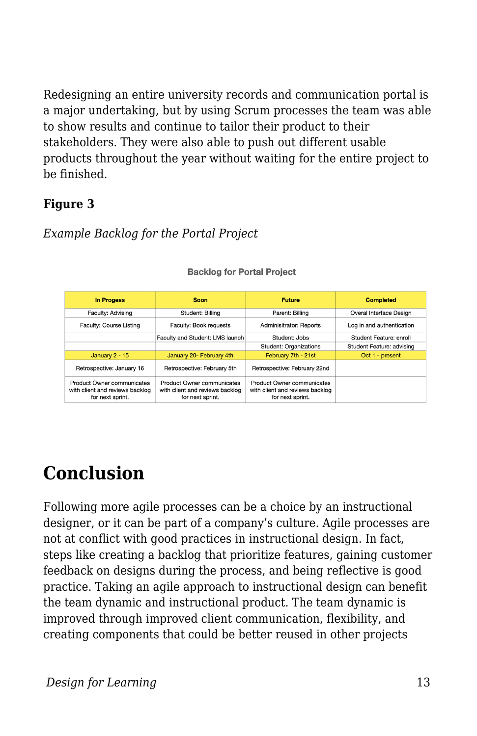Redesigning an entire university records and communication portal is a major undertaking, but by using Scrum processes the team was able to show results and continue to tailor their product to their stakeholders. They were also able to push out different usable products throughout the year without waiting for the entire project to be finished.

**Figure 3**

*Example Backlog for the Portal Project*

**Backlog for Portal Project**

| In Progess | Soon | Future | Completed |
|---|---|---|---|
| Faculty: Advising | Student: Billing | Parent: Billing | Overal Interface Design |
| Faculty: Course Listing | Faculty: Book requests | Administrator: Reports | Log in and authentication |
| | Faculty and Student: LMS launch | Student: Jobs | Student Feature: enroll |
| | | Student: Organizations | Student Feature: advising |
| January 2 - 15 | January 20- February 4th | February 7th - 21st | Oct 1 - present |
| Retrospective: January 16 | Retrospective: February 5th | Retrospective: February 22nd | |
| Product Owner communicates with client and reviews backlog for next sprint. | Product Owner communicates with client and reviews backlog for next sprint. | Product Owner communicates with client and reviews backlog for next sprint. | |

## Conclusion

Following more agile processes can be a choice by an instructional designer, or it can be part of a company's culture. Agile processes are not at conflict with good practices in instructional design. In fact, steps like creating a backlog that prioritize features, gaining customer feedback on designs during the process, and being reflective is good practice. Taking an agile approach to instructional design can benefit the team dynamic and instructional product. The team dynamic is improved through improved client communication, flexibility, and creating components that could be better reused in other projects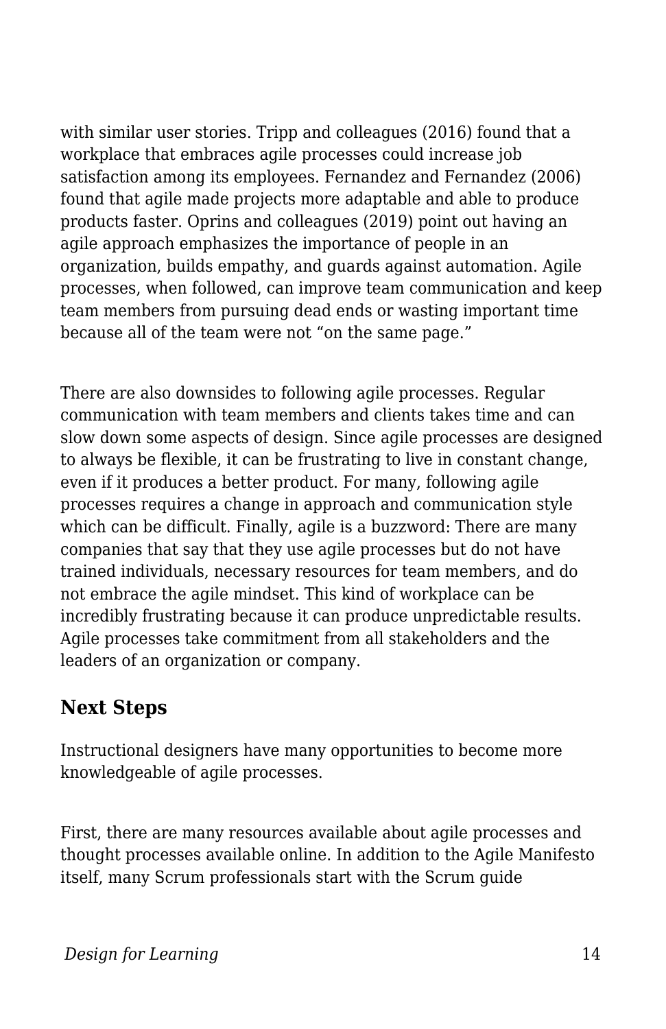with similar user stories. Tripp and colleagues (2016) found that a workplace that embraces agile processes could increase job satisfaction among its employees. Fernandez and Fernandez (2006) found that agile made projects more adaptable and able to produce products faster. Oprins and colleagues (2019) point out having an agile approach emphasizes the importance of people in an organization, builds empathy, and guards against automation. Agile processes, when followed, can improve team communication and keep team members from pursuing dead ends or wasting important time because all of the team were not "on the same page."

There are also downsides to following agile processes. Regular communication with team members and clients takes time and can slow down some aspects of design. Since agile processes are designed to always be flexible, it can be frustrating to live in constant change, even if it produces a better product. For many, following agile processes requires a change in approach and communication style which can be difficult. Finally, agile is a buzzword: There are many companies that say that they use agile processes but do not have trained individuals, necessary resources for team members, and do not embrace the agile mindset. This kind of workplace can be incredibly frustrating because it can produce unpredictable results. Agile processes take commitment from all stakeholders and the leaders of an organization or company.

## Next Steps

Instructional designers have many opportunities to become more knowledgeable of agile processes.

First, there are many resources available about agile processes and thought processes available online. In addition to the Agile Manifesto itself, many Scrum professionals start with the Scrum guide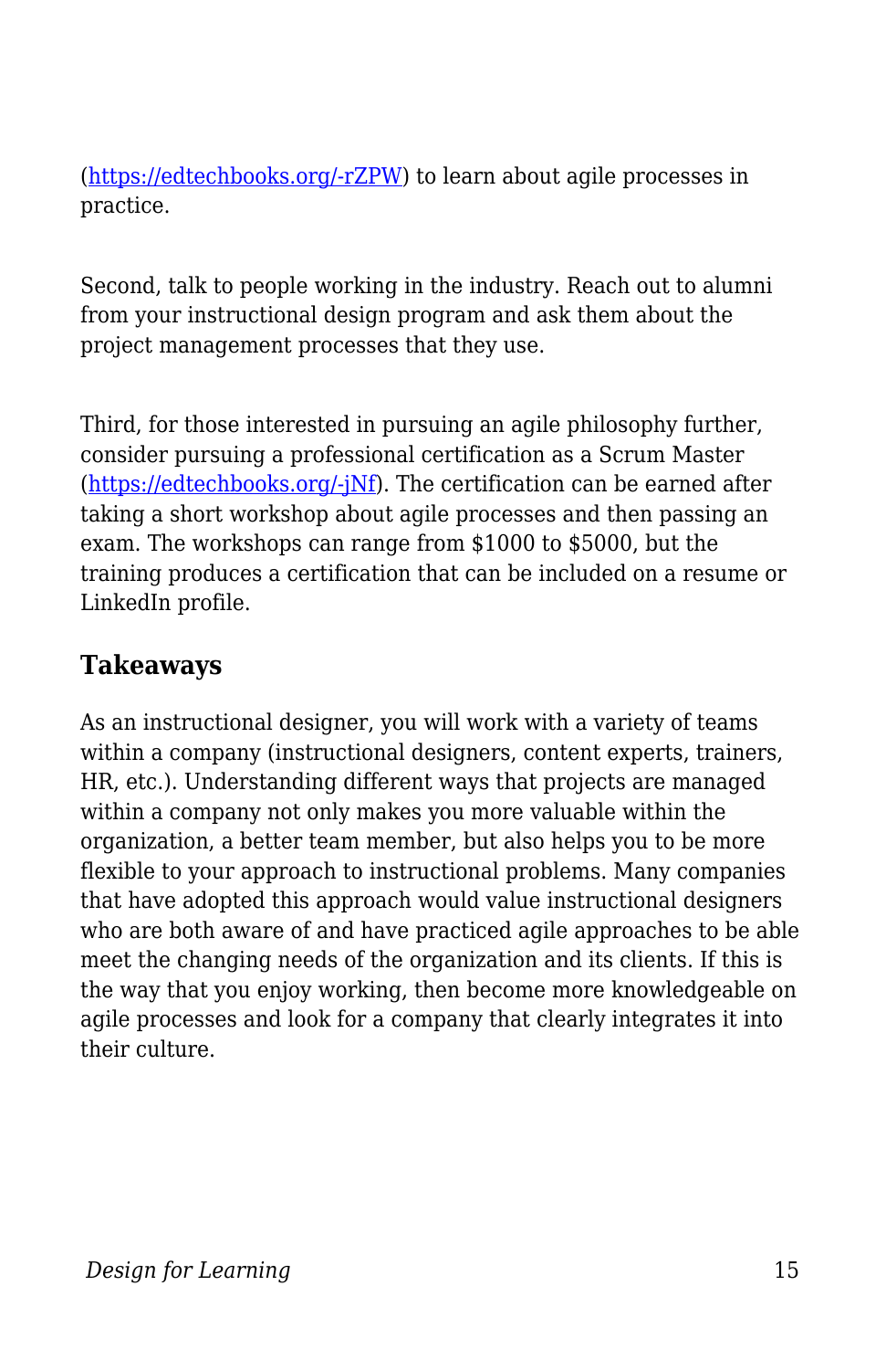(https://edtechbooks.org/-rZPW) to learn about agile processes in practice.

Second, talk to people working in the industry. Reach out to alumni from your instructional design program and ask them about the project management processes that they use.

Third, for those interested in pursuing an agile philosophy further, consider pursuing a professional certification as a Scrum Master (https://edtechbooks.org/-jNf). The certification can be earned after taking a short workshop about agile processes and then passing an exam. The workshops can range from $1000 to $5000, but the training produces a certification that can be included on a resume or LinkedIn profile.

## Takeaways

As an instructional designer, you will work with a variety of teams within a company (instructional designers, content experts, trainers, HR, etc.). Understanding different ways that projects are managed within a company not only makes you more valuable within the organization, a better team member, but also helps you to be more flexible to your approach to instructional problems. Many companies that have adopted this approach would value instructional designers who are both aware of and have practiced agile approaches to be able meet the changing needs of the organization and its clients. If this is the way that you enjoy working, then become more knowledgeable on agile processes and look for a company that clearly integrates it into their culture.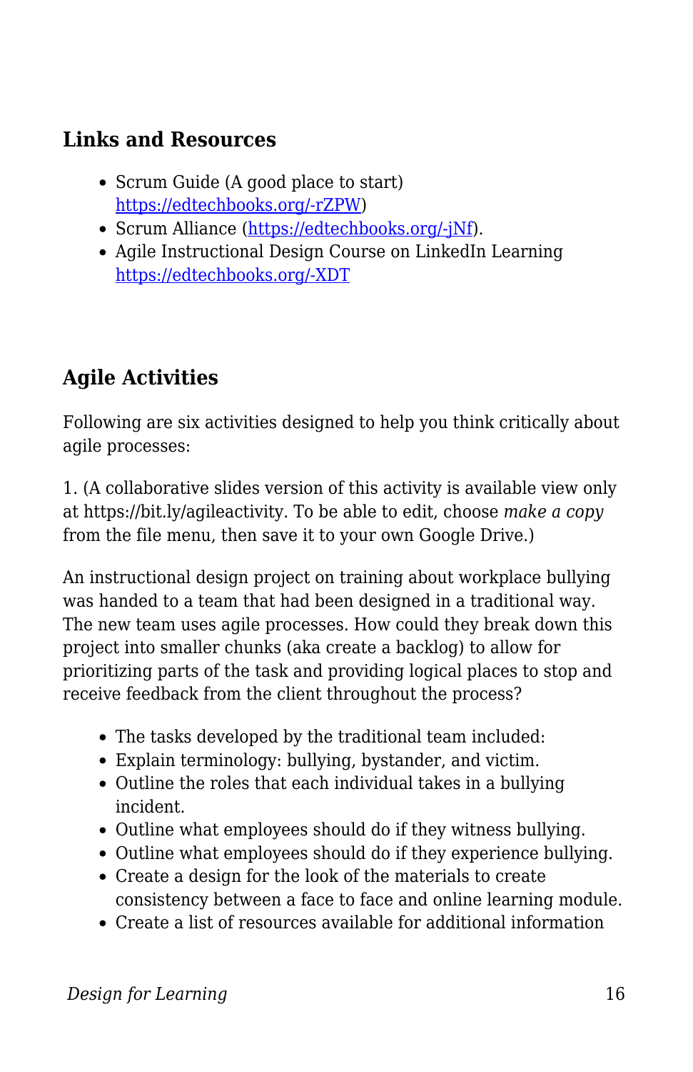## Links and Resources

- Scrum Guide (A good place to start) [https://edtechbooks.org/-rZPW](https://edtechbooks.org/-rZPW))
- Scrum Alliance ([https://edtechbooks.org/-jNf](https://edtechbooks.org/-jNf)).
- Agile Instructional Design Course on LinkedIn Learning [https://edtechbooks.org/-XDT](https://edtechbooks.org/-XDT)

## Agile Activities

Following are six activities designed to help you think critically about agile processes:

1. (A collaborative slides version of this activity is available view only at https://bit.ly/agileactivity. To be able to edit, choose *make a copy* from the file menu, then save it to your own Google Drive.)

An instructional design project on training about workplace bullying was handed to a team that had been designed in a traditional way. The new team uses agile processes. How could they break down this project into smaller chunks (aka create a backlog) to allow for prioritizing parts of the task and providing logical places to stop and receive feedback from the client throughout the process?

- The tasks developed by the traditional team included:
- Explain terminology: bullying, bystander, and victim.
- Outline the roles that each individual takes in a bullying incident.
- Outline what employees should do if they witness bullying.
- Outline what employees should do if they experience bullying.
- Create a design for the look of the materials to create consistency between a face to face and online learning module.
- Create a list of resources available for additional information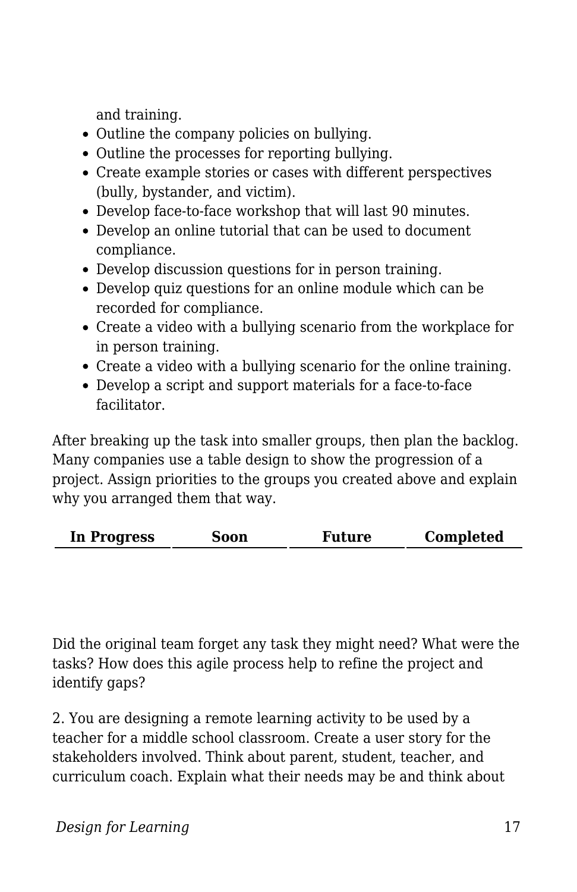and training.

- Outline the company policies on bullying.
- Outline the processes for reporting bullying.
- Create example stories or cases with different perspectives (bully, bystander, and victim).
- Develop face-to-face workshop that will last 90 minutes.
- Develop an online tutorial that can be used to document compliance.
- Develop discussion questions for in person training.
- Develop quiz questions for an online module which can be recorded for compliance.
- Create a video with a bullying scenario from the workplace for in person training.
- Create a video with a bullying scenario for the online training.
- Develop a script and support materials for a face-to-face facilitator.

After breaking up the task into smaller groups, then plan the backlog. Many companies use a table design to show the progression of a project. Assign priorities to the groups you created above and explain why you arranged them that way.

| In Progress | Soon | Future | Completed |
| --- | --- | --- | --- |
| | | | |

Did the original team forget any task they might need? What were the tasks? How does this agile process help to refine the project and identify gaps?

2. You are designing a remote learning activity to be used by a teacher for a middle school classroom. Create a user story for the stakeholders involved. Think about parent, student, teacher, and curriculum coach. Explain what their needs may be and think about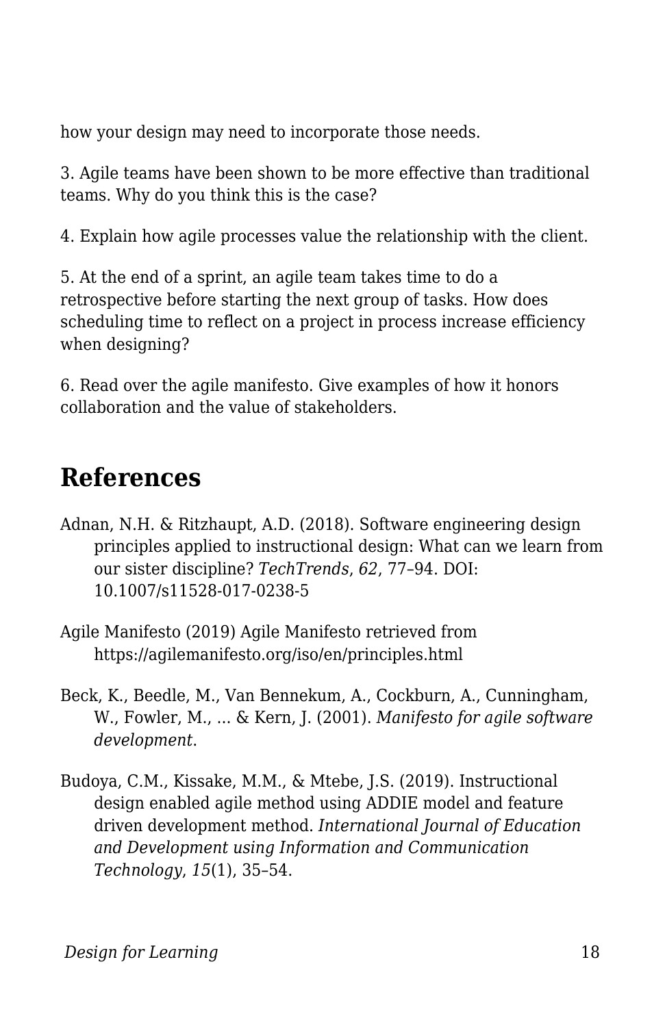how your design may need to incorporate those needs.

3. Agile teams have been shown to be more effective than traditional teams. Why do you think this is the case?

4. Explain how agile processes value the relationship with the client.

5. At the end of a sprint, an agile team takes time to do a retrospective before starting the next group of tasks. How does scheduling time to reflect on a project in process increase efficiency when designing?

6. Read over the agile manifesto. Give examples of how it honors collaboration and the value of stakeholders.

## References

Adnan, N.H. & Ritzhaupt, A.D. (2018). Software engineering design principles applied to instructional design: What can we learn from our sister discipline? *TechTrends*, *62*, 77–94. DOI: 10.1007/s11528-017-0238-5

Agile Manifesto (2019) Agile Manifesto retrieved from https://agilemanifesto.org/iso/en/principles.html

Beck, K., Beedle, M., Van Bennekum, A., Cockburn, A., Cunningham, W., Fowler, M., ... & Kern, J. (2001). *Manifesto for agile software development*.

Budoya, C.M., Kissake, M.M., & Mtebe, J.S. (2019). Instructional design enabled agile method using ADDIE model and feature driven development method. *International Journal of Education and Development using Information and Communication Technology*, *15*(1), 35–54.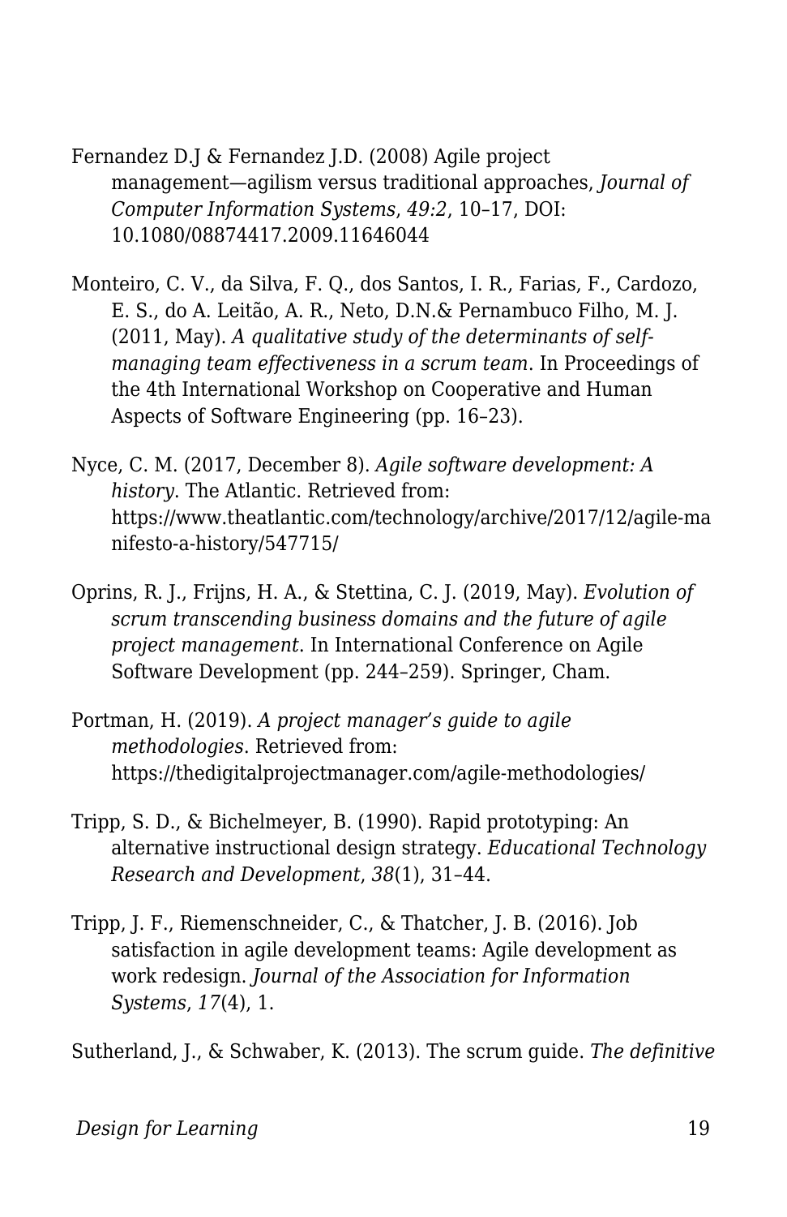Fernandez D.J & Fernandez J.D. (2008) Agile project management—agilism versus traditional approaches, *Journal of Computer Information Systems*, *49:2*, 10–17, DOI: 10.1080/08874417.2009.11646044

Monteiro, C. V., da Silva, F. Q., dos Santos, I. R., Farias, F., Cardozo, E. S., do A. Leitão, A. R., Neto, D.N.& Pernambuco Filho, M. J. (2011, May). *A qualitative study of the determinants of self-managing team effectiveness in a scrum team*. In Proceedings of the 4th International Workshop on Cooperative and Human Aspects of Software Engineering (pp. 16–23).

Nyce, C. M. (2017, December 8). *Agile software development: A history*. The Atlantic. Retrieved from: https://www.theatlantic.com/technology/archive/2017/12/agile-manifesto-a-history/547715/

Oprins, R. J., Frijns, H. A., & Stettina, C. J. (2019, May). *Evolution of scrum transcending business domains and the future of agile project management*. In International Conference on Agile Software Development (pp. 244–259). Springer, Cham.

Portman, H. (2019). *A project manager's guide to agile methodologies*. Retrieved from: https://thedigitalprojectmanager.com/agile-methodologies/

Tripp, S. D., & Bichelmeyer, B. (1990). Rapid prototyping: An alternative instructional design strategy. *Educational Technology Research and Development*, *38*(1), 31–44.

Tripp, J. F., Riemenschneider, C., & Thatcher, J. B. (2016). Job satisfaction in agile development teams: Agile development as work redesign. *Journal of the Association for Information Systems*, *17*(4), 1.

Sutherland, J., & Schwaber, K. (2013). The scrum guide. *The definitive*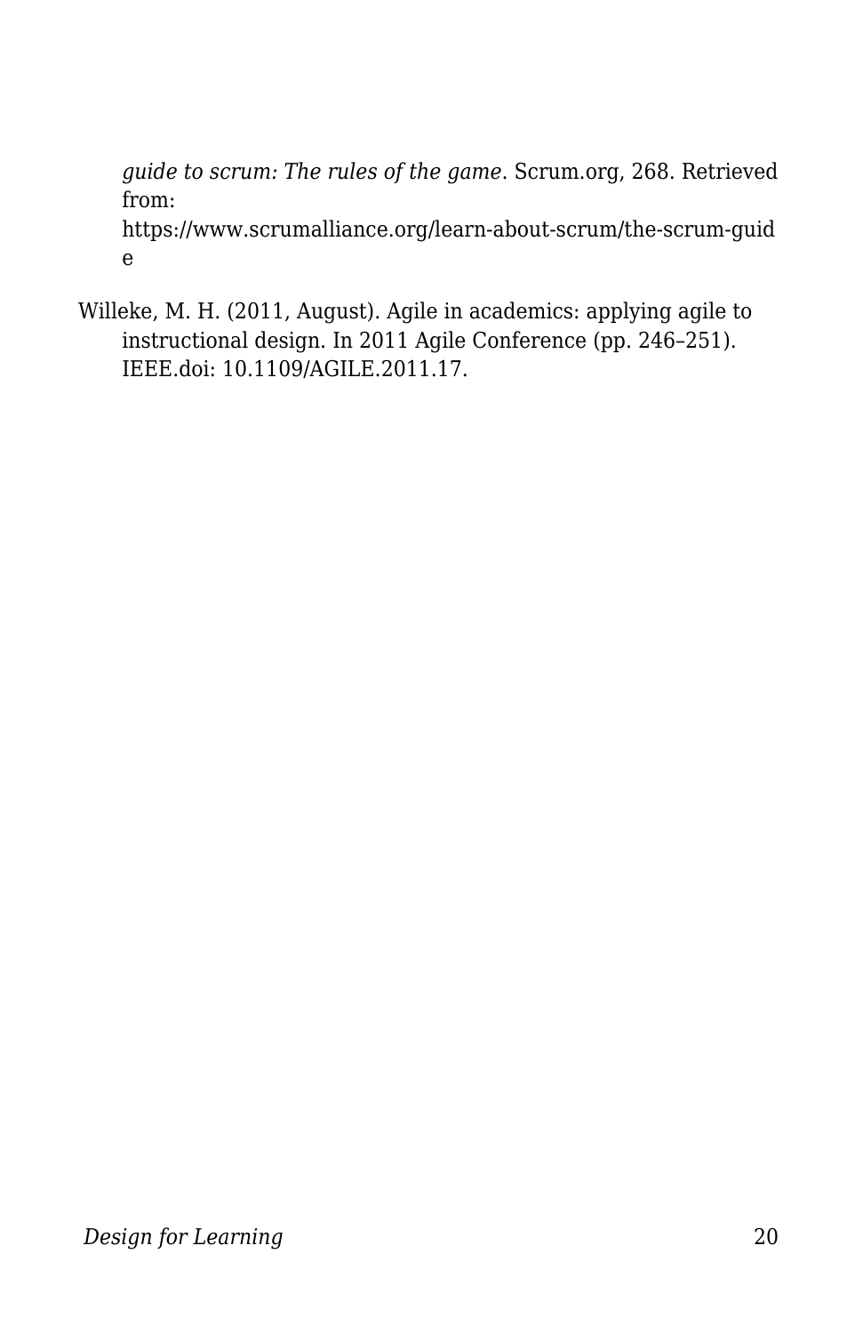*guide to scrum: The rules of the game*. Scrum.org, 268. Retrieved from: https://www.scrumalliance.org/learn-about-scrum/the-scrum-guide

Willeke, M. H. (2011, August). Agile in academics: applying agile to instructional design. In 2011 Agile Conference (pp. 246–251). IEEE.doi: 10.1109/AGILE.2011.17.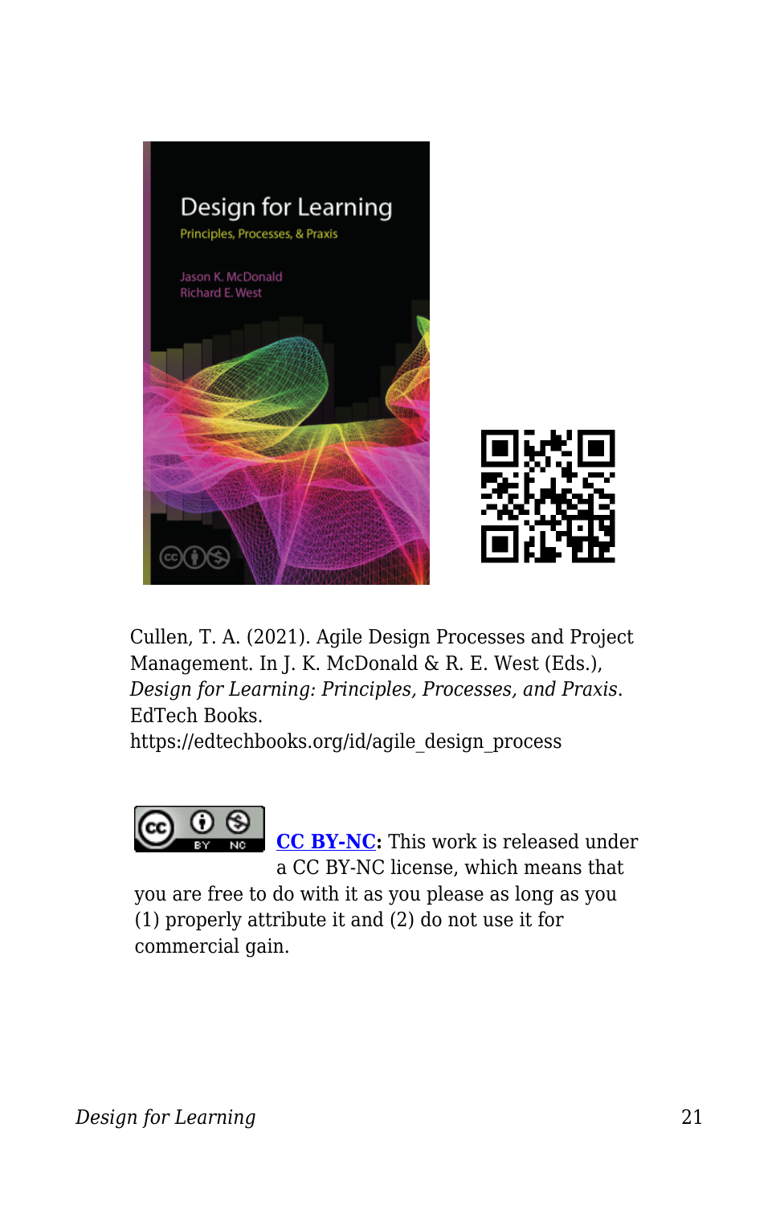Cullen, T. A. (2021). Agile Design Processes and Project Management. In J. K. McDonald & R. E. West (Eds.), *Design for Learning: Principles, Processes, and Praxis*. EdTech Books. https://edtechbooks.org/id/agile_design_process

**CC BY-NC:** This work is released under a CC BY-NC license, which means that you are free to do with it as you please as long as you (1) properly attribute it and (2) do not use it for commercial gain.